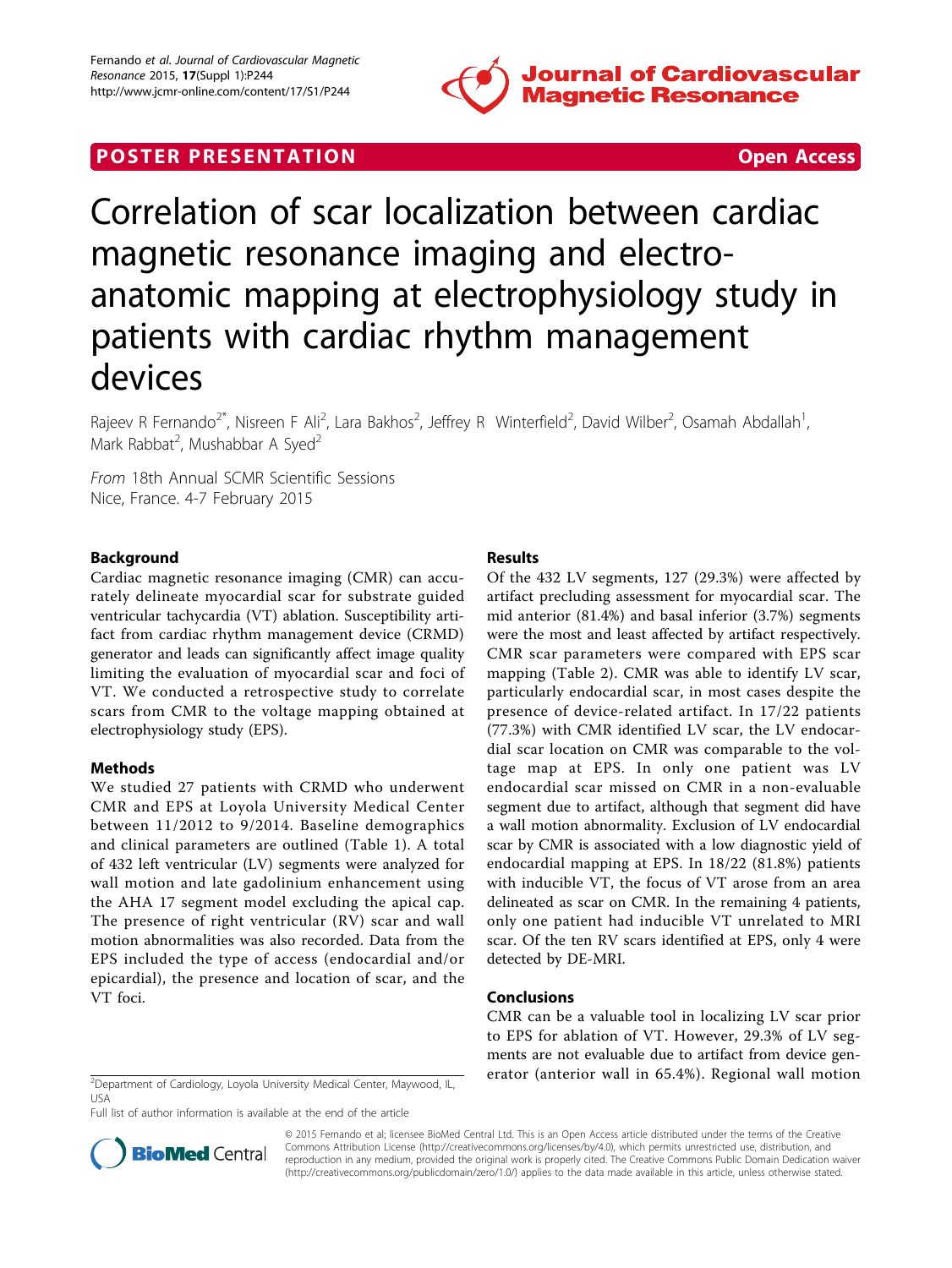POSTER PRESENTATION | Open Access

# Correlation of scar localization between cardiac magnetic resonance imaging and electro-anatomic mapping at electrophysiology study in patients with cardiac rhythm management devices

Rajeev R Fernando[2*], Nisreen F Ali[2], Lara Bakhos[2], Jeffrey R Winterfield[2], David Wilber[2], Osamah Abdallah[1], Mark Rabbat[2], Mushabbar A Syed[2]

*From* 18th Annual SCMR Scientific Sessions
Nice, France. 4-7 February 2015

## Background

Cardiac magnetic resonance imaging (CMR) can accurately delineate myocardial scar for substrate guided ventricular tachycardia (VT) ablation. Susceptibility artifact from cardiac rhythm management device (CRMD) generator and leads can significantly affect image quality limiting the evaluation of myocardial scar and foci of VT. We conducted a retrospective study to correlate scars from CMR to the voltage mapping obtained at electrophysiology study (EPS).

## Methods

We studied 27 patients with CRMD who underwent CMR and EPS at Loyola University Medical Center between 11/2012 to 9/2014. Baseline demographics and clinical parameters are outlined (Table 1). A total of 432 left ventricular (LV) segments were analyzed for wall motion and late gadolinium enhancement using the AHA 17 segment model excluding the apical cap. The presence of right ventricular (RV) scar and wall motion abnormalities was also recorded. Data from the EPS included the type of access (endocardial and/or epicardial), the presence and location of scar, and the VT foci.

## Results

Of the 432 LV segments, 127 (29.3%) were affected by artifact precluding assessment for myocardial scar. The mid anterior (81.4%) and basal inferior (3.7%) segments were the most and least affected by artifact respectively. CMR scar parameters were compared with EPS scar mapping (Table 2). CMR was able to identify LV scar, particularly endocardial scar, in most cases despite the presence of device-related artifact. In 17/22 patients (77.3%) with CMR identified LV scar, the LV endocardial scar location on CMR was comparable to the voltage map at EPS. In only one patient was LV endocardial scar missed on CMR in a non-evaluable segment due to artifact, although that segment did have a wall motion abnormality. Exclusion of LV endocardial scar by CMR is associated with a low diagnostic yield of endocardial mapping at EPS. In 18/22 (81.8%) patients with inducible VT, the focus of VT arose from an area delineated as scar on CMR. In the remaining 4 patients, only one patient had inducible VT unrelated to MRI scar. Of the ten RV scars identified at EPS, only 4 were detected by DE-MRI.

## Conclusions

CMR can be a valuable tool in localizing LV scar prior to EPS for ablation of VT. However, 29.3% of LV segments are not evaluable due to artifact from device generator (anterior wall in 65.4%). Regional wall motion

[2]Department of Cardiology, Loyola University Medical Center, Maywood, IL, USA
Full list of author information is available at the end of the article

© 2015 Fernando et al; licensee BioMed Central Ltd. This is an Open Access article distributed under the terms of the Creative Commons Attribution License (http://creativecommons.org/licenses/by/4.0), which permits unrestricted use, distribution, and reproduction in any medium, provided the original work is properly cited. The Creative Commons Public Domain Dedication waiver (http://creativecommons.org/publicdomain/zero/1.0/) applies to the data made available in this article, unless otherwise stated.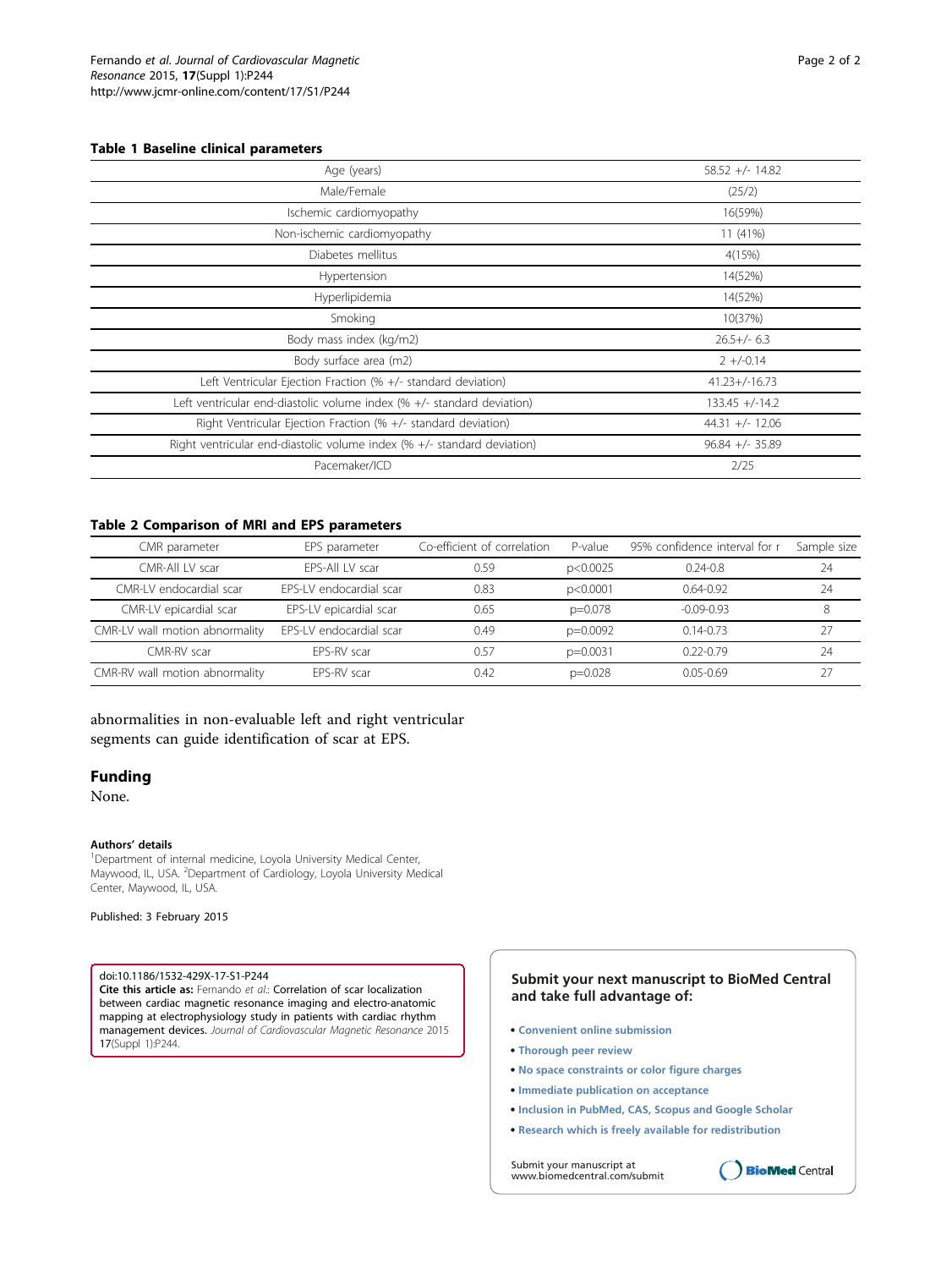**Table 1 Baseline clinical parameters**

| | |
|---|---|
| Age (years) | 58.52 +/- 14.82 |
| Male/Female | (25/2) |
| Ischemic cardiomyopathy | 16(59%) |
| Non-ischemic cardiomyopathy | 11 (41%) |
| Diabetes mellitus | 4(15%) |
| Hypertension | 14(52%) |
| Hyperlipidemia | 14(52%) |
| Smoking | 10(37%) |
| Body mass index (kg/m2) | 26.5+/- 6.3 |
| Body surface area (m2) | 2 +/-0.14 |
| Left Ventricular Ejection Fraction (% +/- standard deviation) | 41.23+/-16.73 |
| Left ventricular end-diastolic volume index (% +/- standard deviation) | 133.45 +/-14.2 |
| Right Ventricular Ejection Fraction (% +/- standard deviation) | 44.31 +/- 12.06 |
| Right ventricular end-diastolic volume index (% +/- standard deviation) | 96.84 +/- 35.89 |
| Pacemaker/ICD | 2/25 |

**Table 2 Comparison of MRI and EPS parameters**

| CMR parameter | EPS parameter | Co-efficient of correlation | P-value | 95% confidence interval for r | Sample size |
|---|---|---|---|---|---|
| CMR-All LV scar | EPS-All LV scar | 0.59 | p<0.0025 | 0.24-0.8 | 24 |
| CMR-LV endocardial scar | EPS-LV endocardial scar | 0.83 | p<0.0001 | 0.64-0.92 | 24 |
| CMR-LV epicardial scar | EPS-LV epicardial scar | 0.65 | p=0.078 | -0.09-0.93 | 8 |
| CMR-LV wall motion abnormality | EPS-LV endocardial scar | 0.49 | p=0.0092 | 0.14-0.73 | 27 |
| CMR-RV scar | EPS-RV scar | 0.57 | p=0.0031 | 0.22-0.79 | 24 |
| CMR-RV wall motion abnormality | EPS-RV scar | 0.42 | p=0.028 | 0.05-0.69 | 27 |

abnormalities in non-evaluable left and right ventricular segments can guide identification of scar at EPS.

## Funding

None.

### Authors' details

[1]Department of internal medicine, Loyola University Medical Center, Maywood, IL, USA. [2]Department of Cardiology, Loyola University Medical Center, Maywood, IL, USA.

Published: 3 February 2015

doi:10.1186/1532-429X-17-S1-P244

**Cite this article as:** Fernando *et al.*: Correlation of scar localization between cardiac magnetic resonance imaging and electro-anatomic mapping at electrophysiology study in patients with cardiac rhythm management devices. *Journal of Cardiovascular Magnetic Resonance* 2015 **17**(Suppl 1):P244.

**Submit your next manuscript to BioMed Central and take full advantage of:**

- **Convenient online submission**
- **Thorough peer review**
- **No space constraints or color figure charges**
- **Immediate publication on acceptance**
- **Inclusion in PubMed, CAS, Scopus and Google Scholar**
- **Research which is freely available for redistribution**

Submit your manuscript at www.biomedcentral.com/submit

BioMed Central